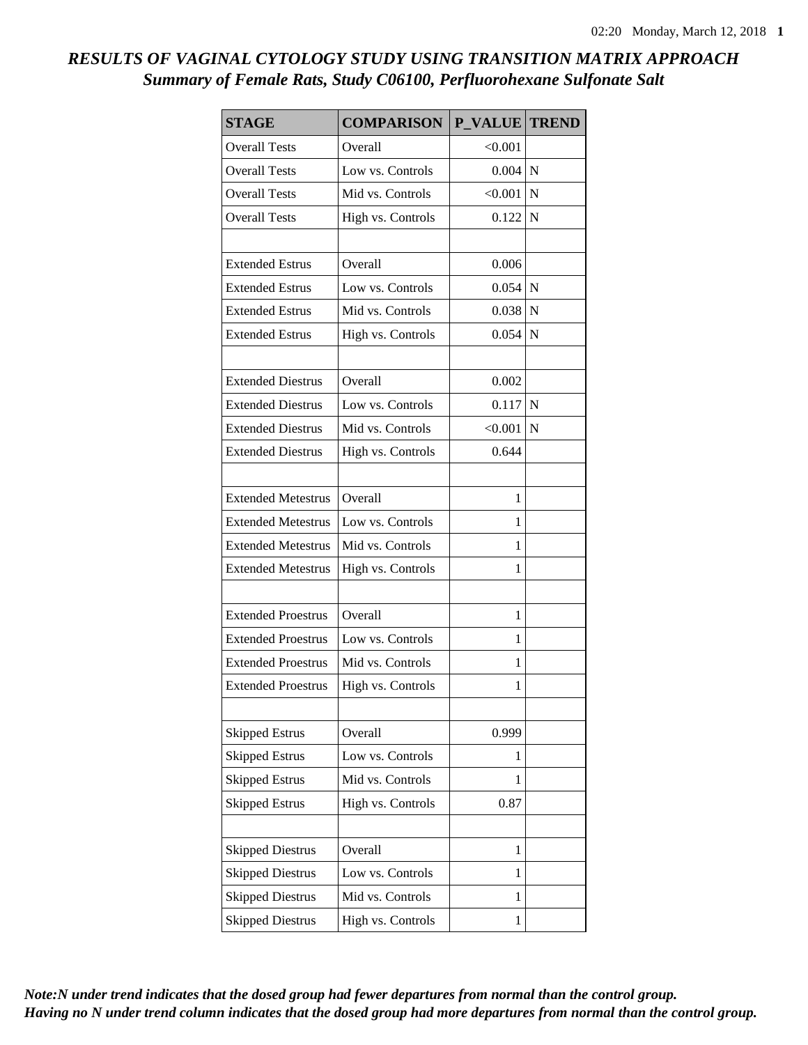# *RESULTS OF VAGINAL CYTOLOGY STUDY USING TRANSITION MATRIX APPROACH*
## *Summary of Female Rats, Study C06100, Perfluorohexane Sulfonate Salt*

| STAGE | COMPARISON | P_VALUE | TREND |
|---|---|---|---|
| Overall Tests | Overall | <0.001 | |
| Overall Tests | Low vs. Controls | 0.004 | N |
| Overall Tests | Mid vs. Controls | <0.001 | N |
| Overall Tests | High vs. Controls | 0.122 | N |
| | | | |
| Extended Estrus | Overall | 0.006 | |
| Extended Estrus | Low vs. Controls | 0.054 | N |
| Extended Estrus | Mid vs. Controls | 0.038 | N |
| Extended Estrus | High vs. Controls | 0.054 | N |
| | | | |
| Extended Diestrus | Overall | 0.002 | |
| Extended Diestrus | Low vs. Controls | 0.117 | N |
| Extended Diestrus | Mid vs. Controls | <0.001 | N |
| Extended Diestrus | High vs. Controls | 0.644 | |
| | | | |
| Extended Metestrus | Overall | 1 | |
| Extended Metestrus | Low vs. Controls | 1 | |
| Extended Metestrus | Mid vs. Controls | 1 | |
| Extended Metestrus | High vs. Controls | 1 | |
| | | | |
| Extended Proestrus | Overall | 1 | |
| Extended Proestrus | Low vs. Controls | 1 | |
| Extended Proestrus | Mid vs. Controls | 1 | |
| Extended Proestrus | High vs. Controls | 1 | |
| | | | |
| Skipped Estrus | Overall | 0.999 | |
| Skipped Estrus | Low vs. Controls | 1 | |
| Skipped Estrus | Mid vs. Controls | 1 | |
| Skipped Estrus | High vs. Controls | 0.87 | |
| | | | |
| Skipped Diestrus | Overall | 1 | |
| Skipped Diestrus | Low vs. Controls | 1 | |
| Skipped Diestrus | Mid vs. Controls | 1 | |
| Skipped Diestrus | High vs. Controls | 1 | |

***Note:N under trend indicates that the dosed group had fewer departures from normal than the control group. Having no N under trend column indicates that the dosed group had more departures from normal than the control group.***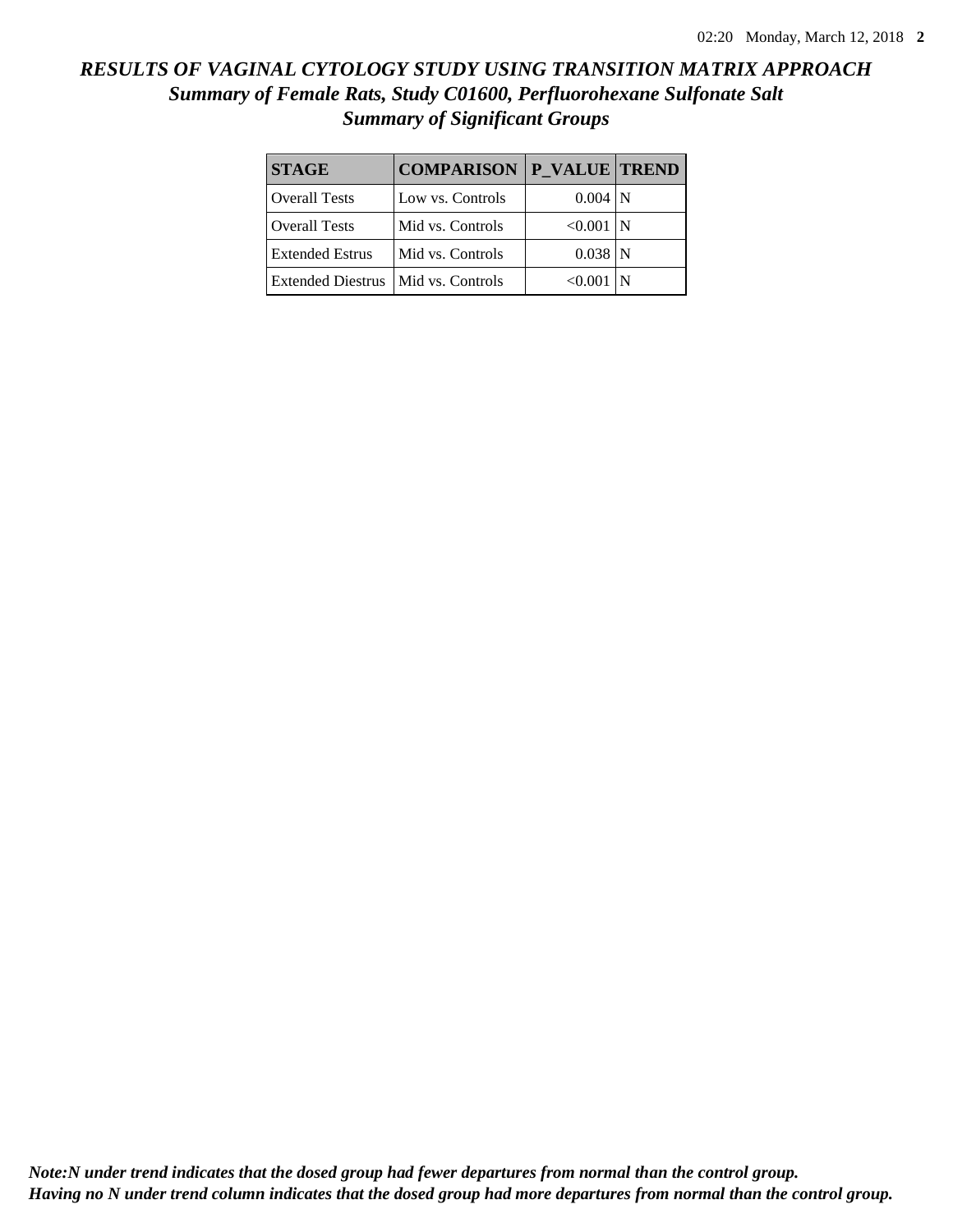# *RESULTS OF VAGINAL CYTOLOGY STUDY USING TRANSITION MATRIX APPROACH*

## *Summary of Female Rats, Study C01600, Perfluorohexane Sulfonate Salt*

## *Summary of Significant Groups*

| STAGE | COMPARISON | P_VALUE | TREND |
|---|---|---|---|
| Overall Tests | Low vs. Controls | 0.004 | N |
| Overall Tests | Mid vs. Controls | <0.001 | N |
| Extended Estrus | Mid vs. Controls | 0.038 | N |
| Extended Diestrus | Mid vs. Controls | <0.001 | N |

***Note:N under trend indicates that the dosed group had fewer departures from normal than the control group.***
***Having no N under trend column indicates that the dosed group had more departures from normal than the control group.***